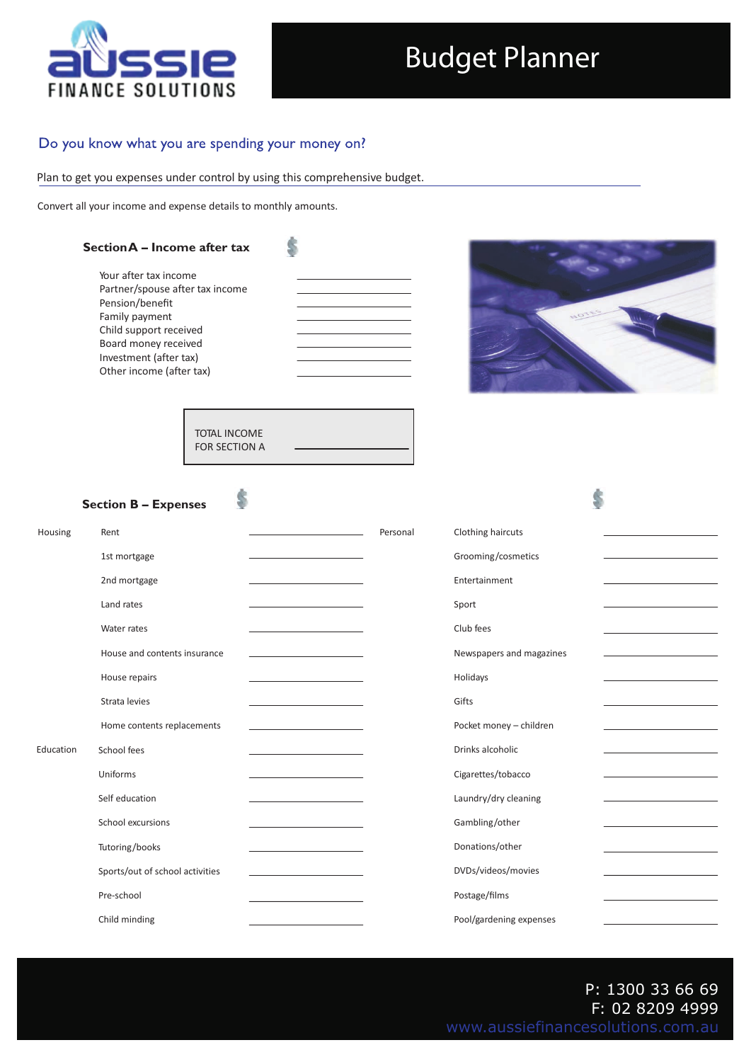# Budget Planner

Aussie Finance Solutions

## Do you know what you are spending your money on?

Plan to get you expenses under control by using this comprehensive budget.

Convert all your income and expense details to monthly amounts.

### Section A – Income after tax

| Item | Amount |
|---|---|
| Your after tax income | |
| Partner/spouse after tax income | |
| Pension/benefit | |
| Family payment | |
| Child support received | |
| Board money received | |
| Investment (after tax) | |
| Other income (after tax) | |

| TOTAL INCOME FOR SECTION A | |
|---|---|

### Section B – Expenses

| Category | Item | Amount | Category | Item | Amount |
|---|---|---|---|---|---|
| Housing | Rent | | Personal | Clothing haircuts | |
| | 1st mortgage | | | Grooming/cosmetics | |
| | 2nd mortgage | | | Entertainment | |
| | Land rates | | | Sport | |
| | Water rates | | | Club fees | |
| | House and contents insurance | | | Newspapers and magazines | |
| | House repairs | | | Holidays | |
| | Strata levies | | | Gifts | |
| | Home contents replacements | | | Pocket money – children | |
| Education | School fees | | | Drinks alcoholic | |
| | Uniforms | | | Cigarettes/tobacco | |
| | Self education | | | Laundry/dry cleaning | |
| | School excursions | | | Gambling/other | |
| | Tutoring/books | | | Donations/other | |
| | Sports/out of school activities | | | DVDs/videos/movies | |
| | Pre-school | | | Postage/films | |
| | Child minding | | | Pool/gardening expenses | |

P: 1300 33 66 69
F: 02 8209 4999
www.aussiefinancesolutions.com.au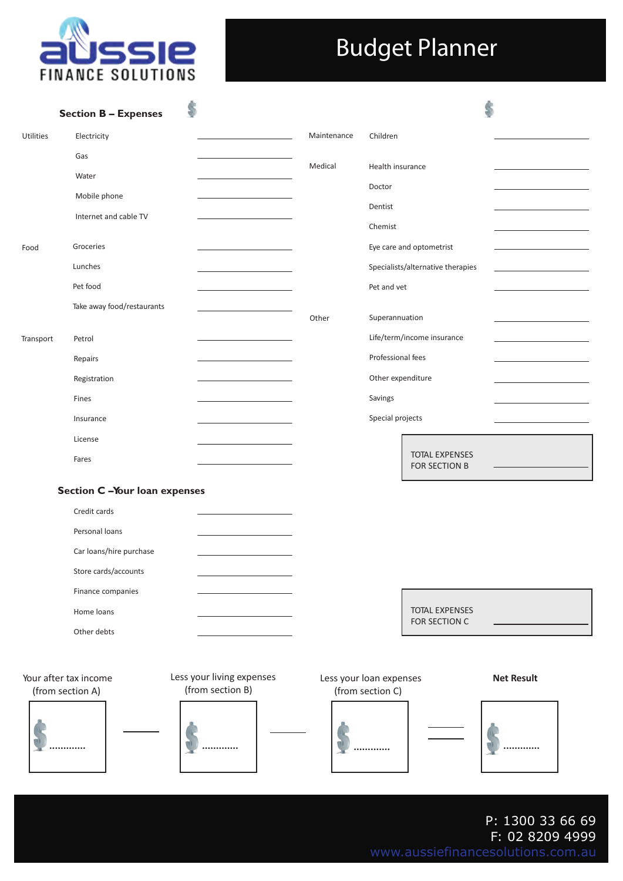# aussie FINANCE SOLUTIONS

# Budget Planner

## Section B – Expenses

| | | $ |
|---|---|---|
| Utilities | Electricity | |
| | Gas | |
| | Water | |
| | Mobile phone | |
| | Internet and cable TV | |
| Food | Groceries | |
| | Lunches | |
| | Pet food | |
| | Take away food/restaurants | |
| Transport | Petrol | |
| | Repairs | |
| | Registration | |
| | Fines | |
| | Insurance | |
| | License | |
| | Fares | |

| | | $ |
|---|---|---|
| Maintenance | Children | |
| Medical | Health insurance | |
| | Doctor | |
| | Dentist | |
| | Chemist | |
| | Eye care and optometrist | |
| | Specialists/alternative therapies | |
| | Pet and vet | |
| Other | Superannuation | |
| | Life/term/income insurance | |
| | Professional fees | |
| | Other expenditure | |
| | Savings | |
| | Special projects | |

TOTAL EXPENSES FOR SECTION B ____________

## Section C – Your loan expenses

| | |
|---|---|
| Credit cards | |
| Personal loans | |
| Car loans/hire purchase | |
| Store cards/accounts | |
| Finance companies | |
| Home loans | |
| Other debts | |

TOTAL EXPENSES FOR SECTION C ____________

| Your after tax income (from section A) | | Less your living expenses (from section B) | | Less your loan expenses (from section C) | | **Net Result** |
|---|---|---|---|---|---|---|
| $ ............. | – | $ ............. | – | $ ............. | = | $ ............. |

P: 1300 33 66 69
F: 02 8209 4999
www.aussiefinancesolutions.com.au